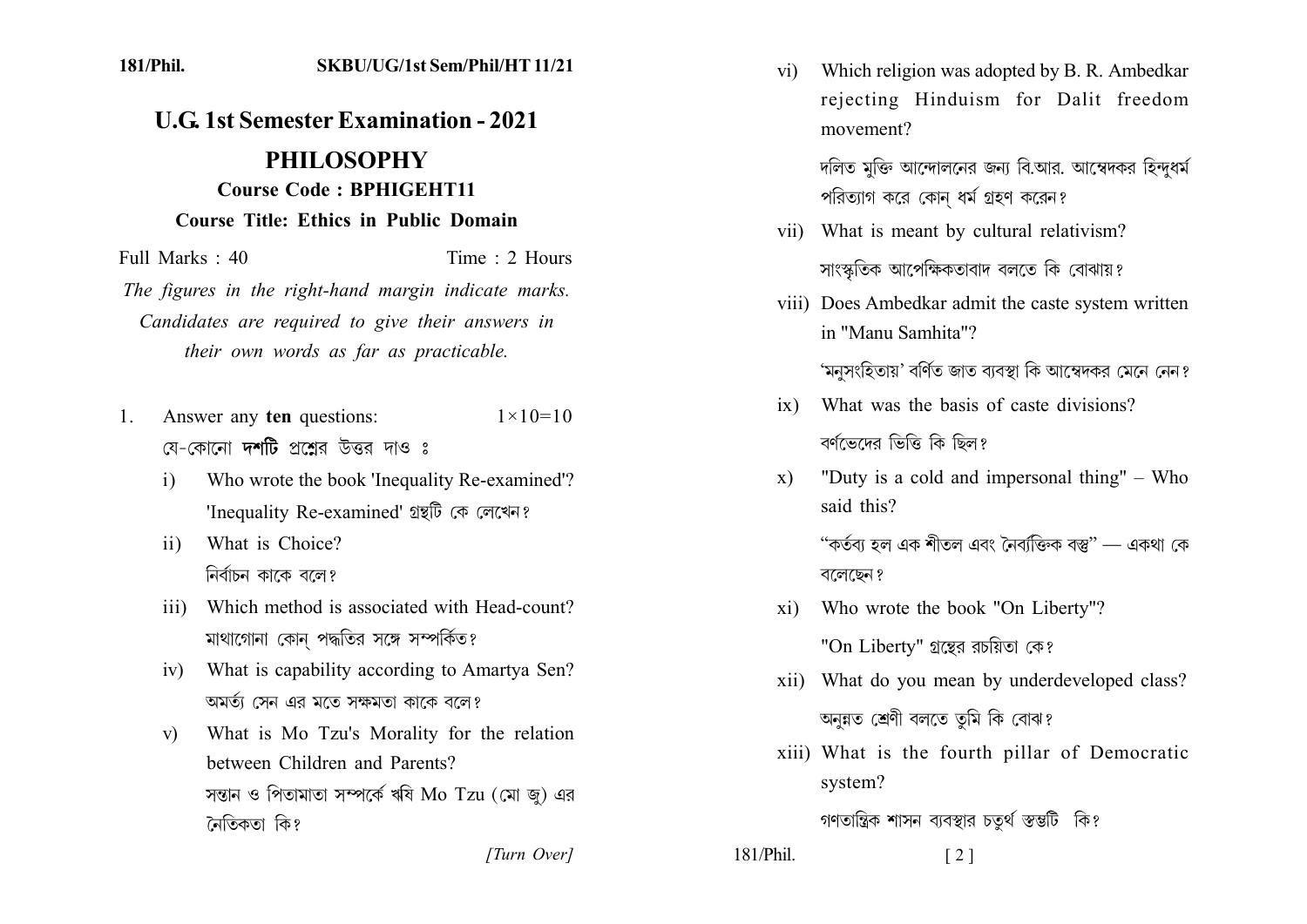181/Phil. SKBU/UG/1st Sem/Phil/HT 11/21

# U.G. 1st Semester Examination - 2021

## PHILOSOPHY

**Course Code : BPHIGEHT11**

**Course Title: Ethics in Public Domain**

Full Marks : 40 Time : 2 Hours

*The figures in the right-hand margin indicate marks. Candidates are required to give their answers in their own words as far as practicable.*

1. Answer any **ten** questions: $1\times10=10$

   যে-কোনো **দশটি** প্রশ্নের উত্তর দাও ঃ

   i) Who wrote the book 'Inequality Re-examined'?
   'Inequality Re-examined' গ্রন্থটি কে লেখেন?

   ii) What is Choice?
   নির্বাচন কাকে বলে?

   iii) Which method is associated with Head-count?
   মাথাগোনা কোন্ পদ্ধতির সঙ্গে সম্পর্কিত?

   iv) What is capability according to Amartya Sen?
   অমর্ত্য সেন এর মতে সক্ষমতা কাকে বলে?

   v) What is Mo Tzu's Morality for the relation between Children and Parents?
   সন্তান ও পিতামাতা সম্পর্কে ঋষি Mo Tzu (মো জু) এর নৈতিকতা কি?

   vi) Which religion was adopted by B. R. Ambedkar rejecting Hinduism for Dalit freedom movement?
   দলিত মুক্তি আন্দোলনের জন্য বি.আর. আম্বেদকর হিন্দুধর্ম পরিত্যাগ করে কোন্ ধর্ম গ্রহণ করেন?

   vii) What is meant by cultural relativism?
   সাংস্কৃতিক আপেক্ষিকতাবাদ বলতে কি বোঝায়?

   viii) Does Ambedkar admit the caste system written in "Manu Samhita"?
   'মনুসংহিতায়' বর্ণিত জাত ব্যবস্থা কি আম্বেদকর মেনে নেন?

   ix) What was the basis of caste divisions?
   বর্ণভেদের ভিত্তি কি ছিল?

   x) "Duty is a cold and impersonal thing" – Who said this?
   "কর্তব্য হল এক শীতল এবং নৈর্ব্যক্তিক বস্তু" — একথা কে বলেছেন?

   xi) Who wrote the book "On Liberty"?
   "On Liberty" গ্রন্থের রচয়িতা কে?

   xii) What do you mean by underdeveloped class?
   অনুন্নত শ্রেণী বলতে তুমি কি বোঝ?

   xiii) What is the fourth pillar of Democratic system?
   গণতান্ত্রিক শাসন ব্যবস্থার চতুর্থ স্তম্ভটি কি?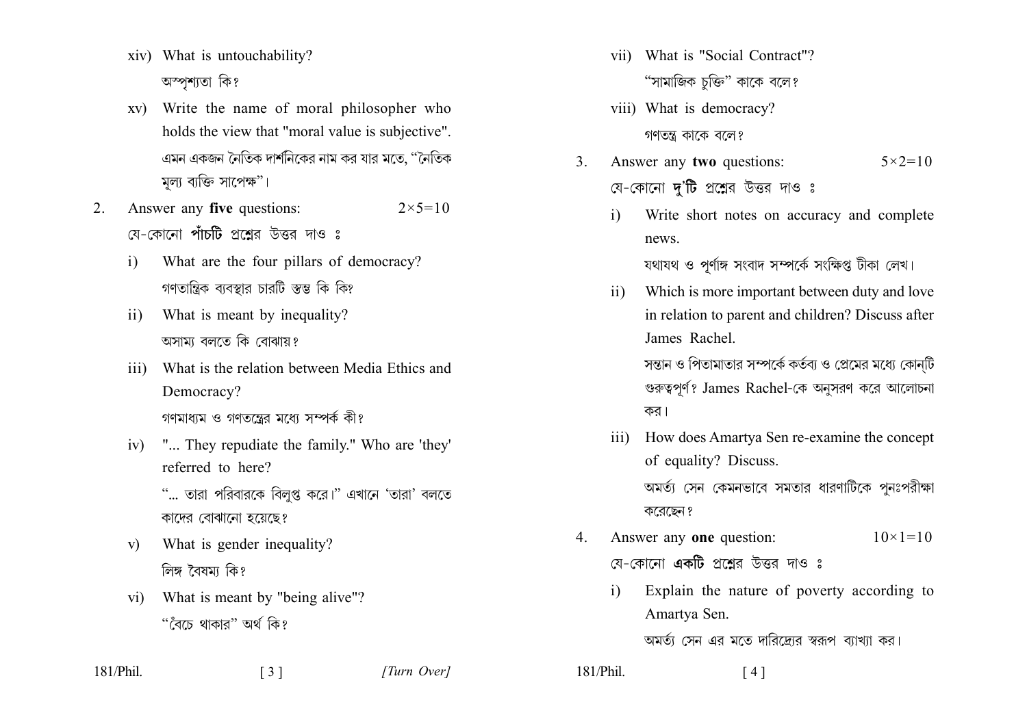xiv) What is untouchability?

অস্পৃশ্যতা কি?

xv) Write the name of moral philosopher who holds the view that "moral value is subjective".

এমন একজন নৈতিক দার্শনিকের নাম কর যার মতে, "নৈতিক মূল্য ব্যক্তি সাপেক্ষ"।

2. Answer any **five** questions: $2 \times 5 = 10$

যে-কোনো **পাঁচটি** প্রশ্নের উত্তর দাও ঃ

i) What are the four pillars of democracy?

গণতান্ত্রিক ব্যবস্থার চারটি স্তম্ভ কি কি?

ii) What is meant by inequality?

অসাম্য বলতে কি বোঝায়?

iii) What is the relation between Media Ethics and Democracy?

গণমাধ্যম ও গণতন্ত্রের মধ্যে সম্পর্ক কী?

iv) "... They repudiate the family." Who are 'they' referred to here?

"... তারা পরিবারকে বিলুপ্ত করে।" এখানে 'তারা' বলতে কাদের বোঝানো হয়েছে?

v) What is gender inequality?

লিঙ্গ বৈষম্য কি?

vi) What is meant by "being alive"?

"বেঁচে থাকার" অর্থ কি?

vii) What is "Social Contract"?

"সামাজিক চুক্তি" কাকে বলে?

viii) What is democracy?

গণতন্ত্র কাকে বলে?

3. Answer any **two** questions: $5 \times 2 = 10$

যে-কোনো **দু'টি** প্রশ্নের উত্তর দাও ঃ

i) Write short notes on accuracy and complete news.

যথাযথ ও পূর্ণাঙ্গ সংবাদ সম্পর্কে সংক্ষিপ্ত টীকা লেখ।

ii) Which is more important between duty and love in relation to parent and children? Discuss after James Rachel.

সন্তান ও পিতামাতার সম্পর্কে কর্তব্য ও প্রেমের মধ্যে কোন্‌টি গুরুত্বপূর্ণ? James Rachel-কে অনুসরণ করে আলোচনা কর।

iii) How does Amartya Sen re-examine the concept of equality? Discuss.

অমর্ত্য সেন কেমনভাবে সমতার ধারণাটিকে পুনঃপরীক্ষা করেছেন?

4. Answer any **one** question: $10 \times 1 = 10$

যে-কোনো **একটি** প্রশ্নের উত্তর দাও ঃ

i) Explain the nature of poverty according to Amartya Sen.

অমর্ত্য সেন এর মতে দারিদ্র্যের স্বরূপ ব্যাখ্যা কর।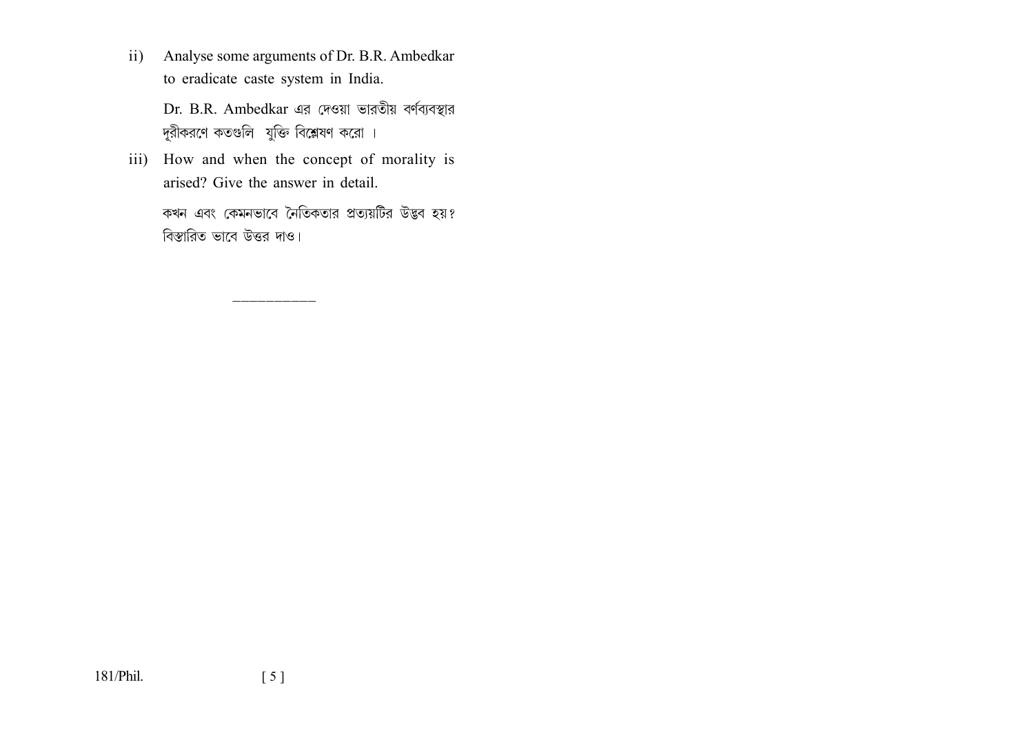ii) Analyse some arguments of Dr. B.R. Ambedkar to eradicate caste system in India.

Dr. B.R. Ambedkar এর দেওয়া ভারতীয় বর্ণব্যবস্থার দূরীকরণে কতগুলি যুক্তি বিশ্লেষণ করো ।

iii) How and when the concept of morality is arised? Give the answer in detail.

কখন এবং কেমনভাবে নৈতিকতার প্রত্যয়টির উদ্ভব হয়? বিস্তারিত ভাবে উত্তর দাও।

———————